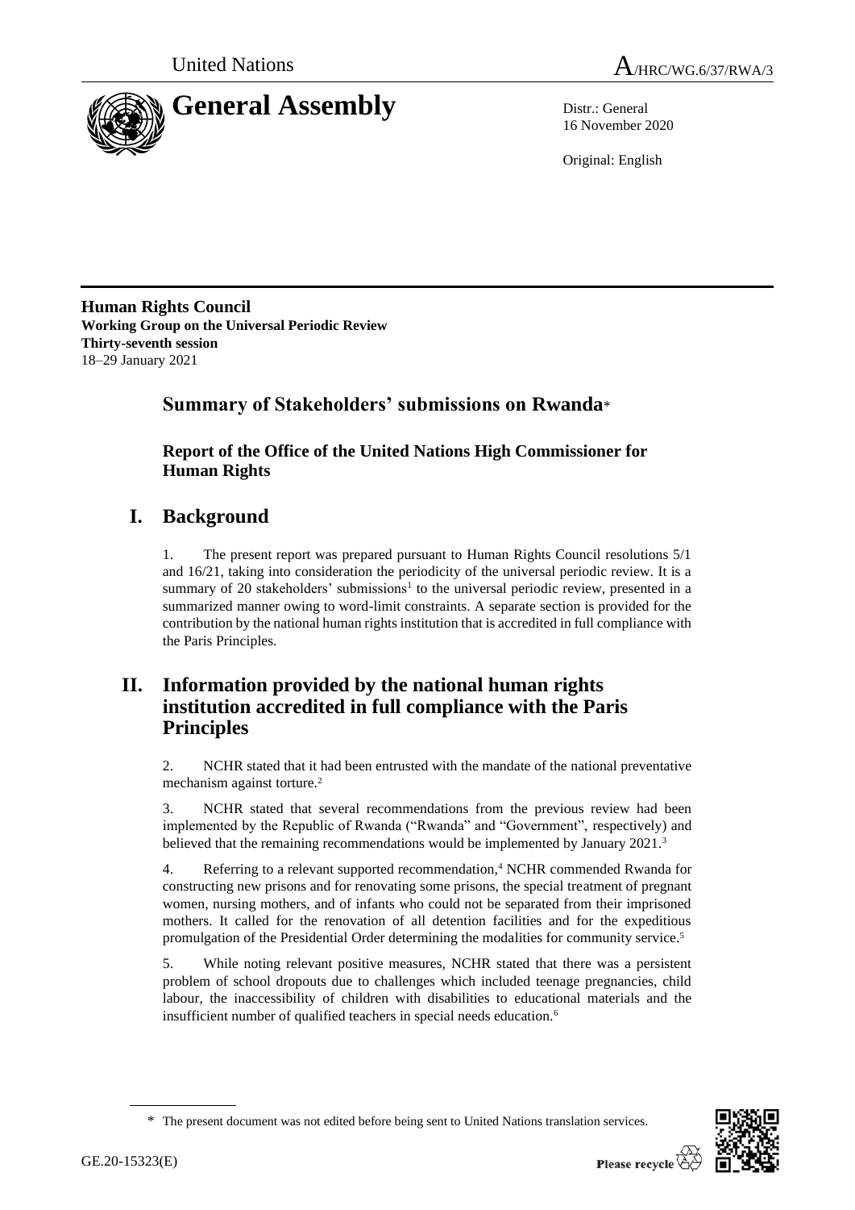United Nations A/HRC/WG.6/37/RWA/3

# General Assembly

Distr.: General
16 November 2020

Original: English

**Human Rights Council**
**Working Group on the Universal Periodic Review**
**Thirty-seventh session**
18–29 January 2021

## Summary of Stakeholders' submissions on Rwanda*

### Report of the Office of the United Nations High Commissioner for Human Rights

## I. Background

1. The present report was prepared pursuant to Human Rights Council resolutions 5/1 and 16/21, taking into consideration the periodicity of the universal periodic review. It is a summary of 20 stakeholders' submissions[1] to the universal periodic review, presented in a summarized manner owing to word-limit constraints. A separate section is provided for the contribution by the national human rights institution that is accredited in full compliance with the Paris Principles.

## II. Information provided by the national human rights institution accredited in full compliance with the Paris Principles

2. NCHR stated that it had been entrusted with the mandate of the national preventative mechanism against torture.[2]

3. NCHR stated that several recommendations from the previous review had been implemented by the Republic of Rwanda ("Rwanda" and "Government", respectively) and believed that the remaining recommendations would be implemented by January 2021.[3]

4. Referring to a relevant supported recommendation,[4] NCHR commended Rwanda for constructing new prisons and for renovating some prisons, the special treatment of pregnant women, nursing mothers, and of infants who could not be separated from their imprisoned mothers. It called for the renovation of all detention facilities and for the expeditious promulgation of the Presidential Order determining the modalities for community service.[5]

5. While noting relevant positive measures, NCHR stated that there was a persistent problem of school dropouts due to challenges which included teenage pregnancies, child labour, the inaccessibility of children with disabilities to educational materials and the insufficient number of qualified teachers in special needs education.[6]

---

\* The present document was not edited before being sent to United Nations translation services.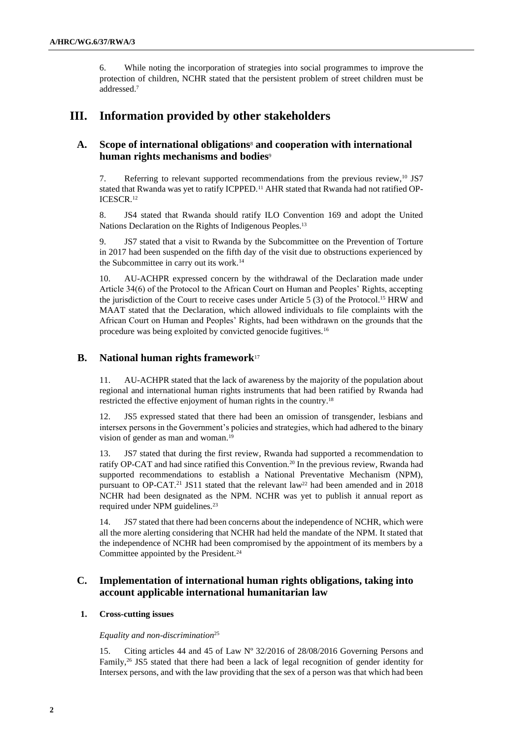6. While noting the incorporation of strategies into social programmes to improve the protection of children, NCHR stated that the persistent problem of street children must be addressed.[7]

# III. Information provided by other stakeholders

## A. Scope of international obligations[8] and cooperation with international human rights mechanisms and bodies[9]

7. Referring to relevant supported recommendations from the previous review,[10] JS7 stated that Rwanda was yet to ratify ICPPED.[11] AHR stated that Rwanda had not ratified OP-ICESCR.[12]

8. JS4 stated that Rwanda should ratify ILO Convention 169 and adopt the United Nations Declaration on the Rights of Indigenous Peoples.[13]

9. JS7 stated that a visit to Rwanda by the Subcommittee on the Prevention of Torture in 2017 had been suspended on the fifth day of the visit due to obstructions experienced by the Subcommittee in carry out its work.[14]

10. AU-ACHPR expressed concern by the withdrawal of the Declaration made under Article 34(6) of the Protocol to the African Court on Human and Peoples' Rights, accepting the jurisdiction of the Court to receive cases under Article 5 (3) of the Protocol.[15] HRW and MAAT stated that the Declaration, which allowed individuals to file complaints with the African Court on Human and Peoples' Rights, had been withdrawn on the grounds that the procedure was being exploited by convicted genocide fugitives.[16]

## B. National human rights framework[17]

11. AU-ACHPR stated that the lack of awareness by the majority of the population about regional and international human rights instruments that had been ratified by Rwanda had restricted the effective enjoyment of human rights in the country.[18]

12. JS5 expressed stated that there had been an omission of transgender, lesbians and intersex persons in the Government's policies and strategies, which had adhered to the binary vision of gender as man and woman.[19]

13. JS7 stated that during the first review, Rwanda had supported a recommendation to ratify OP-CAT and had since ratified this Convention.[20] In the previous review, Rwanda had supported recommendations to establish a National Preventative Mechanism (NPM), pursuant to OP-CAT.[21] JS11 stated that the relevant law[22] had been amended and in 2018 NCHR had been designated as the NPM. NCHR was yet to publish it annual report as required under NPM guidelines.[23]

14. JS7 stated that there had been concerns about the independence of NCHR, which were all the more alerting considering that NCHR had held the mandate of the NPM. It stated that the independence of NCHR had been compromised by the appointment of its members by a Committee appointed by the President.[24]

## C. Implementation of international human rights obligations, taking into account applicable international humanitarian law

### 1. Cross-cutting issues

*Equality and non-discrimination*[25]

15. Citing articles 44 and 45 of Law Nº 32/2016 of 28/08/2016 Governing Persons and Family,[26] JS5 stated that there had been a lack of legal recognition of gender identity for Intersex persons, and with the law providing that the sex of a person was that which had been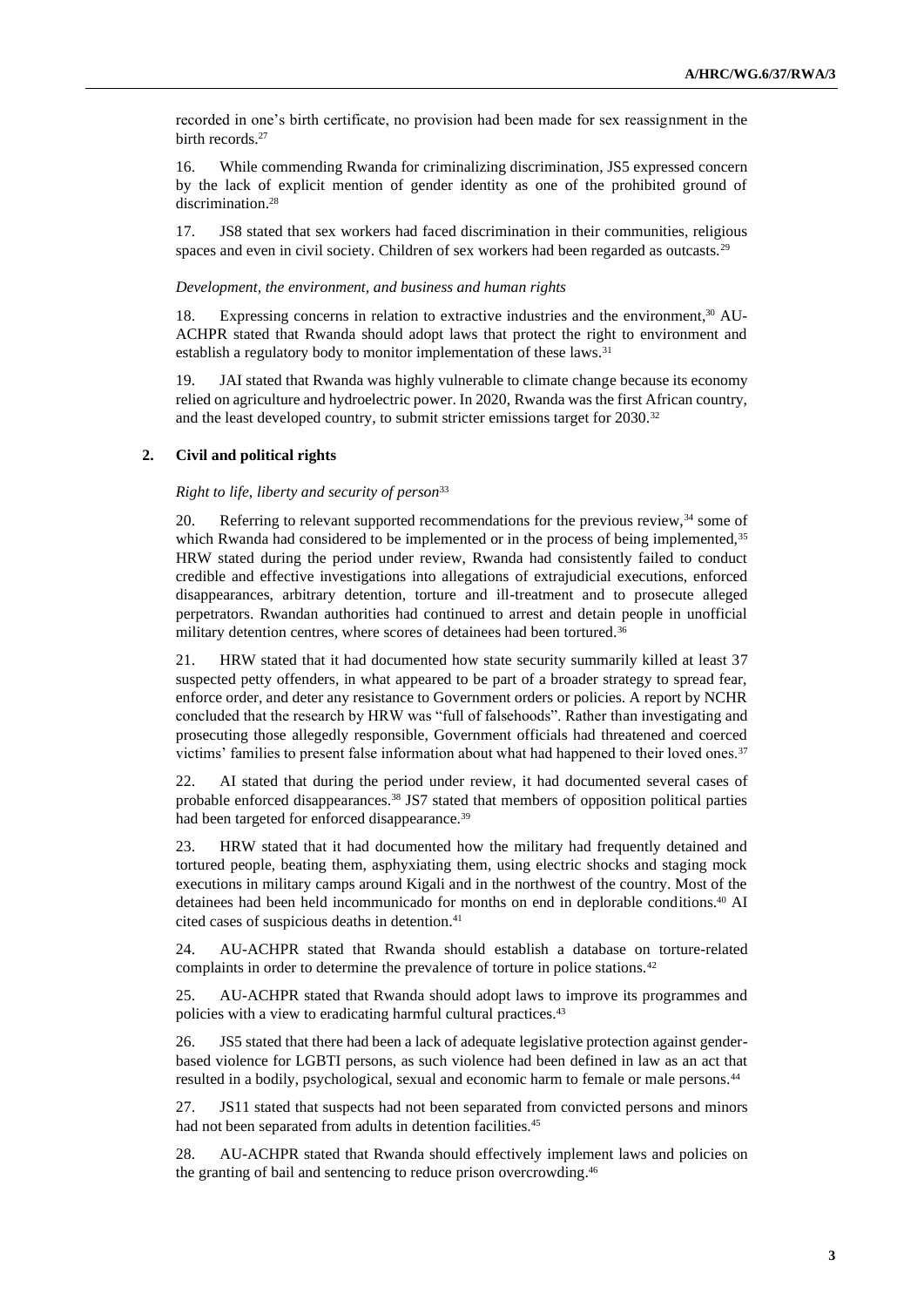recorded in one's birth certificate, no provision had been made for sex reassignment in the birth records.[27]

16. While commending Rwanda for criminalizing discrimination, JS5 expressed concern by the lack of explicit mention of gender identity as one of the prohibited ground of discrimination.[28]

17. JS8 stated that sex workers had faced discrimination in their communities, religious spaces and even in civil society. Children of sex workers had been regarded as outcasts.[29]

*Development, the environment, and business and human rights*

18. Expressing concerns in relation to extractive industries and the environment,[30] AU-ACHPR stated that Rwanda should adopt laws that protect the right to environment and establish a regulatory body to monitor implementation of these laws.[31]

19. JAI stated that Rwanda was highly vulnerable to climate change because its economy relied on agriculture and hydroelectric power. In 2020, Rwanda was the first African country, and the least developed country, to submit stricter emissions target for 2030.[32]

### 2. Civil and political rights

*Right to life, liberty and security of person*[33]

20. Referring to relevant supported recommendations for the previous review,[34] some of which Rwanda had considered to be implemented or in the process of being implemented,[35] HRW stated during the period under review, Rwanda had consistently failed to conduct credible and effective investigations into allegations of extrajudicial executions, enforced disappearances, arbitrary detention, torture and ill-treatment and to prosecute alleged perpetrators. Rwandan authorities had continued to arrest and detain people in unofficial military detention centres, where scores of detainees had been tortured.[36]

21. HRW stated that it had documented how state security summarily killed at least 37 suspected petty offenders, in what appeared to be part of a broader strategy to spread fear, enforce order, and deter any resistance to Government orders or policies. A report by NCHR concluded that the research by HRW was "full of falsehoods". Rather than investigating and prosecuting those allegedly responsible, Government officials had threatened and coerced victims' families to present false information about what had happened to their loved ones.[37]

22. AI stated that during the period under review, it had documented several cases of probable enforced disappearances.[38] JS7 stated that members of opposition political parties had been targeted for enforced disappearance.[39]

23. HRW stated that it had documented how the military had frequently detained and tortured people, beating them, asphyxiating them, using electric shocks and staging mock executions in military camps around Kigali and in the northwest of the country. Most of the detainees had been held incommunicado for months on end in deplorable conditions.[40] AI cited cases of suspicious deaths in detention.[41]

24. AU-ACHPR stated that Rwanda should establish a database on torture-related complaints in order to determine the prevalence of torture in police stations.[42]

25. AU-ACHPR stated that Rwanda should adopt laws to improve its programmes and policies with a view to eradicating harmful cultural practices.[43]

26. JS5 stated that there had been a lack of adequate legislative protection against gender-based violence for LGBTI persons, as such violence had been defined in law as an act that resulted in a bodily, psychological, sexual and economic harm to female or male persons.[44]

27. JS11 stated that suspects had not been separated from convicted persons and minors had not been separated from adults in detention facilities.[45]

28. AU-ACHPR stated that Rwanda should effectively implement laws and policies on the granting of bail and sentencing to reduce prison overcrowding.[46]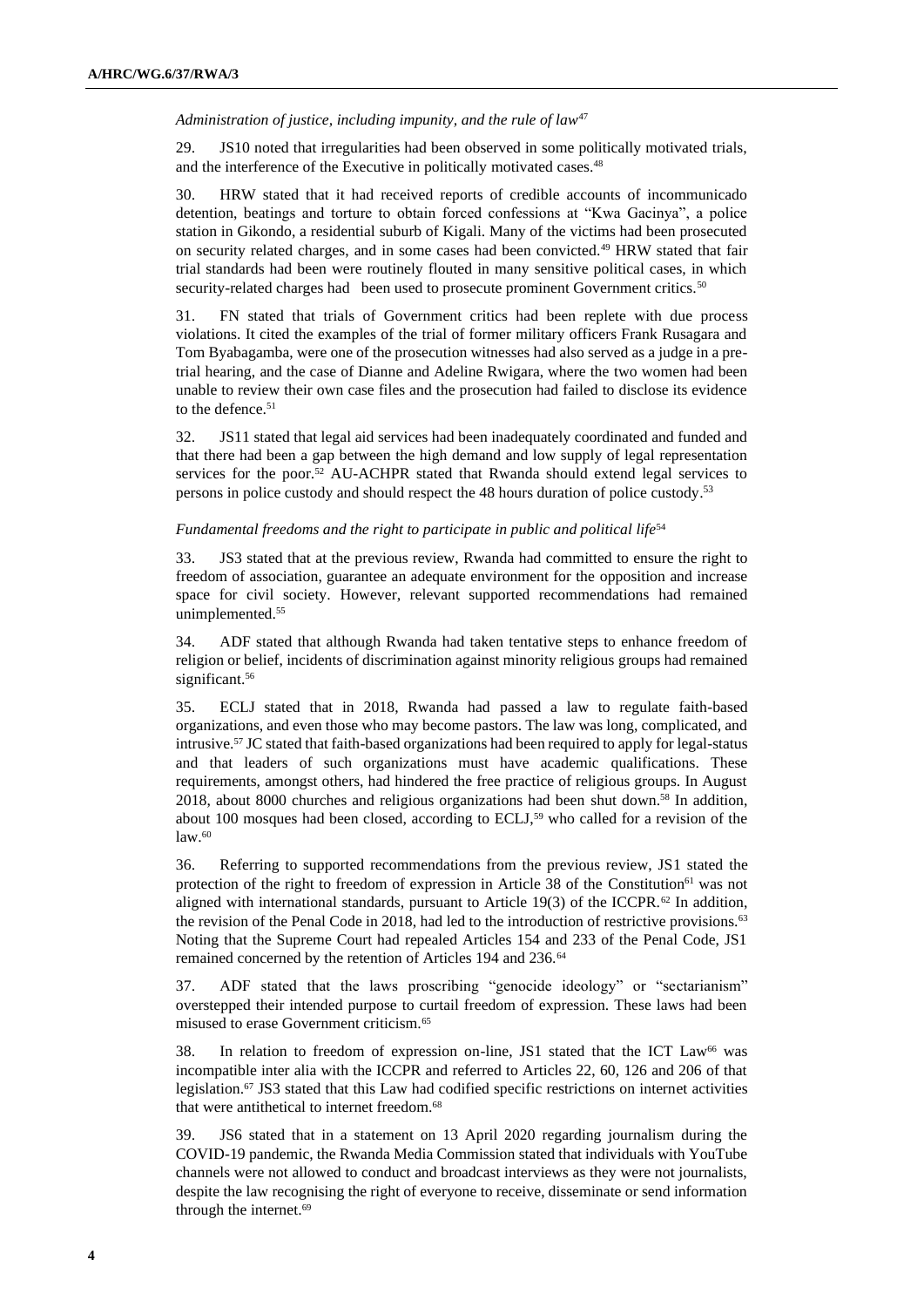*Administration of justice, including impunity, and the rule of law*[47]

29. JS10 noted that irregularities had been observed in some politically motivated trials, and the interference of the Executive in politically motivated cases.[48]

30. HRW stated that it had received reports of credible accounts of incommunicado detention, beatings and torture to obtain forced confessions at "Kwa Gacinya", a police station in Gikondo, a residential suburb of Kigali. Many of the victims had been prosecuted on security related charges, and in some cases had been convicted.[49] HRW stated that fair trial standards had been were routinely flouted in many sensitive political cases, in which security-related charges had been used to prosecute prominent Government critics.[50]

31. FN stated that trials of Government critics had been replete with due process violations. It cited the examples of the trial of former military officers Frank Rusagara and Tom Byabagamba, were one of the prosecution witnesses had also served as a judge in a pre-trial hearing, and the case of Dianne and Adeline Rwigara, where the two women had been unable to review their own case files and the prosecution had failed to disclose its evidence to the defence.[51]

32. JS11 stated that legal aid services had been inadequately coordinated and funded and that there had been a gap between the high demand and low supply of legal representation services for the poor.[52] AU-ACHPR stated that Rwanda should extend legal services to persons in police custody and should respect the 48 hours duration of police custody.[53]

*Fundamental freedoms and the right to participate in public and political life*[54]

33. JS3 stated that at the previous review, Rwanda had committed to ensure the right to freedom of association, guarantee an adequate environment for the opposition and increase space for civil society. However, relevant supported recommendations had remained unimplemented.[55]

34. ADF stated that although Rwanda had taken tentative steps to enhance freedom of religion or belief, incidents of discrimination against minority religious groups had remained significant.[56]

35. ECLJ stated that in 2018, Rwanda had passed a law to regulate faith-based organizations, and even those who may become pastors. The law was long, complicated, and intrusive.[57] JC stated that faith-based organizations had been required to apply for legal-status and that leaders of such organizations must have academic qualifications. These requirements, amongst others, had hindered the free practice of religious groups. In August 2018, about 8000 churches and religious organizations had been shut down.[58] In addition, about 100 mosques had been closed, according to ECLJ,[59] who called for a revision of the law.[60]

36. Referring to supported recommendations from the previous review, JS1 stated the protection of the right to freedom of expression in Article 38 of the Constitution[61] was not aligned with international standards, pursuant to Article 19(3) of the ICCPR.[62] In addition, the revision of the Penal Code in 2018, had led to the introduction of restrictive provisions.[63] Noting that the Supreme Court had repealed Articles 154 and 233 of the Penal Code, JS1 remained concerned by the retention of Articles 194 and 236.[64]

37. ADF stated that the laws proscribing "genocide ideology" or "sectarianism" overstepped their intended purpose to curtail freedom of expression. These laws had been misused to erase Government criticism.[65]

38. In relation to freedom of expression on-line, JS1 stated that the ICT Law[66] was incompatible inter alia with the ICCPR and referred to Articles 22, 60, 126 and 206 of that legislation.[67] JS3 stated that this Law had codified specific restrictions on internet activities that were antithetical to internet freedom.[68]

39. JS6 stated that in a statement on 13 April 2020 regarding journalism during the COVID-19 pandemic, the Rwanda Media Commission stated that individuals with YouTube channels were not allowed to conduct and broadcast interviews as they were not journalists, despite the law recognising the right of everyone to receive, disseminate or send information through the internet.[69]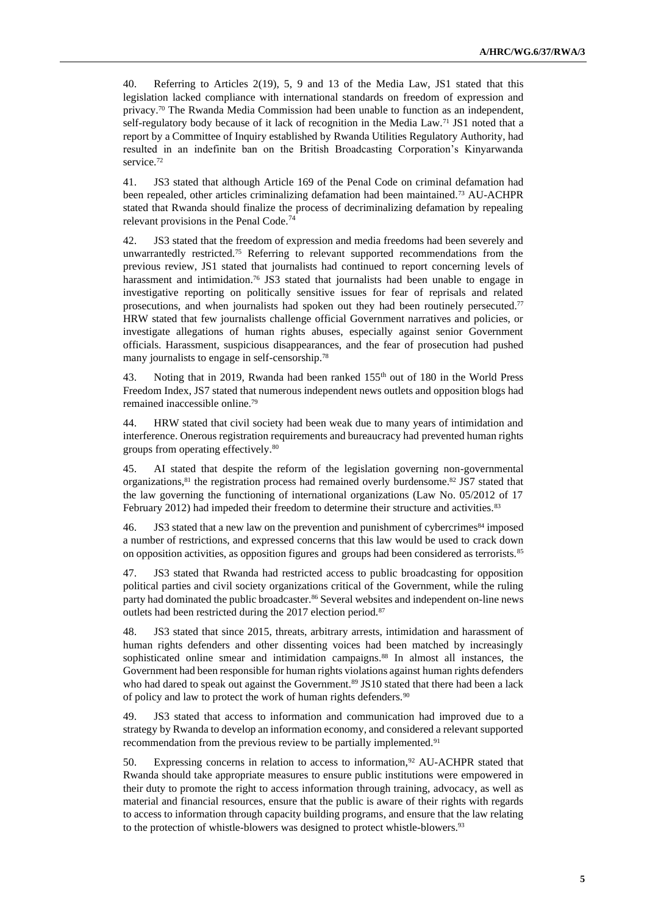40. Referring to Articles 2(19), 5, 9 and 13 of the Media Law, JS1 stated that this legislation lacked compliance with international standards on freedom of expression and privacy.[70] The Rwanda Media Commission had been unable to function as an independent, self-regulatory body because of it lack of recognition in the Media Law.[71] JS1 noted that a report by a Committee of Inquiry established by Rwanda Utilities Regulatory Authority, had resulted in an indefinite ban on the British Broadcasting Corporation's Kinyarwanda service.[72]

41. JS3 stated that although Article 169 of the Penal Code on criminal defamation had been repealed, other articles criminalizing defamation had been maintained.[73] AU-ACHPR stated that Rwanda should finalize the process of decriminalizing defamation by repealing relevant provisions in the Penal Code.[74]

42. JS3 stated that the freedom of expression and media freedoms had been severely and unwarrantedly restricted.[75] Referring to relevant supported recommendations from the previous review, JS1 stated that journalists had continued to report concerning levels of harassment and intimidation.[76] JS3 stated that journalists had been unable to engage in investigative reporting on politically sensitive issues for fear of reprisals and related prosecutions, and when journalists had spoken out they had been routinely persecuted.[77] HRW stated that few journalists challenge official Government narratives and policies, or investigate allegations of human rights abuses, especially against senior Government officials. Harassment, suspicious disappearances, and the fear of prosecution had pushed many journalists to engage in self-censorship.[78]

43. Noting that in 2019, Rwanda had been ranked 155th out of 180 in the World Press Freedom Index, JS7 stated that numerous independent news outlets and opposition blogs had remained inaccessible online.[79]

44. HRW stated that civil society had been weak due to many years of intimidation and interference. Onerous registration requirements and bureaucracy had prevented human rights groups from operating effectively.[80]

45. AI stated that despite the reform of the legislation governing non-governmental organizations,[81] the registration process had remained overly burdensome.[82] JS7 stated that the law governing the functioning of international organizations (Law No. 05/2012 of 17 February 2012) had impeded their freedom to determine their structure and activities.[83]

46. JS3 stated that a new law on the prevention and punishment of cybercrimes[84] imposed a number of restrictions, and expressed concerns that this law would be used to crack down on opposition activities, as opposition figures and groups had been considered as terrorists.[85]

47. JS3 stated that Rwanda had restricted access to public broadcasting for opposition political parties and civil society organizations critical of the Government, while the ruling party had dominated the public broadcaster.[86] Several websites and independent on-line news outlets had been restricted during the 2017 election period.[87]

48. JS3 stated that since 2015, threats, arbitrary arrests, intimidation and harassment of human rights defenders and other dissenting voices had been matched by increasingly sophisticated online smear and intimidation campaigns.[88] In almost all instances, the Government had been responsible for human rights violations against human rights defenders who had dared to speak out against the Government.[89] JS10 stated that there had been a lack of policy and law to protect the work of human rights defenders.[90]

49. JS3 stated that access to information and communication had improved due to a strategy by Rwanda to develop an information economy, and considered a relevant supported recommendation from the previous review to be partially implemented.[91]

50. Expressing concerns in relation to access to information,[92] AU-ACHPR stated that Rwanda should take appropriate measures to ensure public institutions were empowered in their duty to promote the right to access information through training, advocacy, as well as material and financial resources, ensure that the public is aware of their rights with regards to access to information through capacity building programs, and ensure that the law relating to the protection of whistle-blowers was designed to protect whistle-blowers.[93]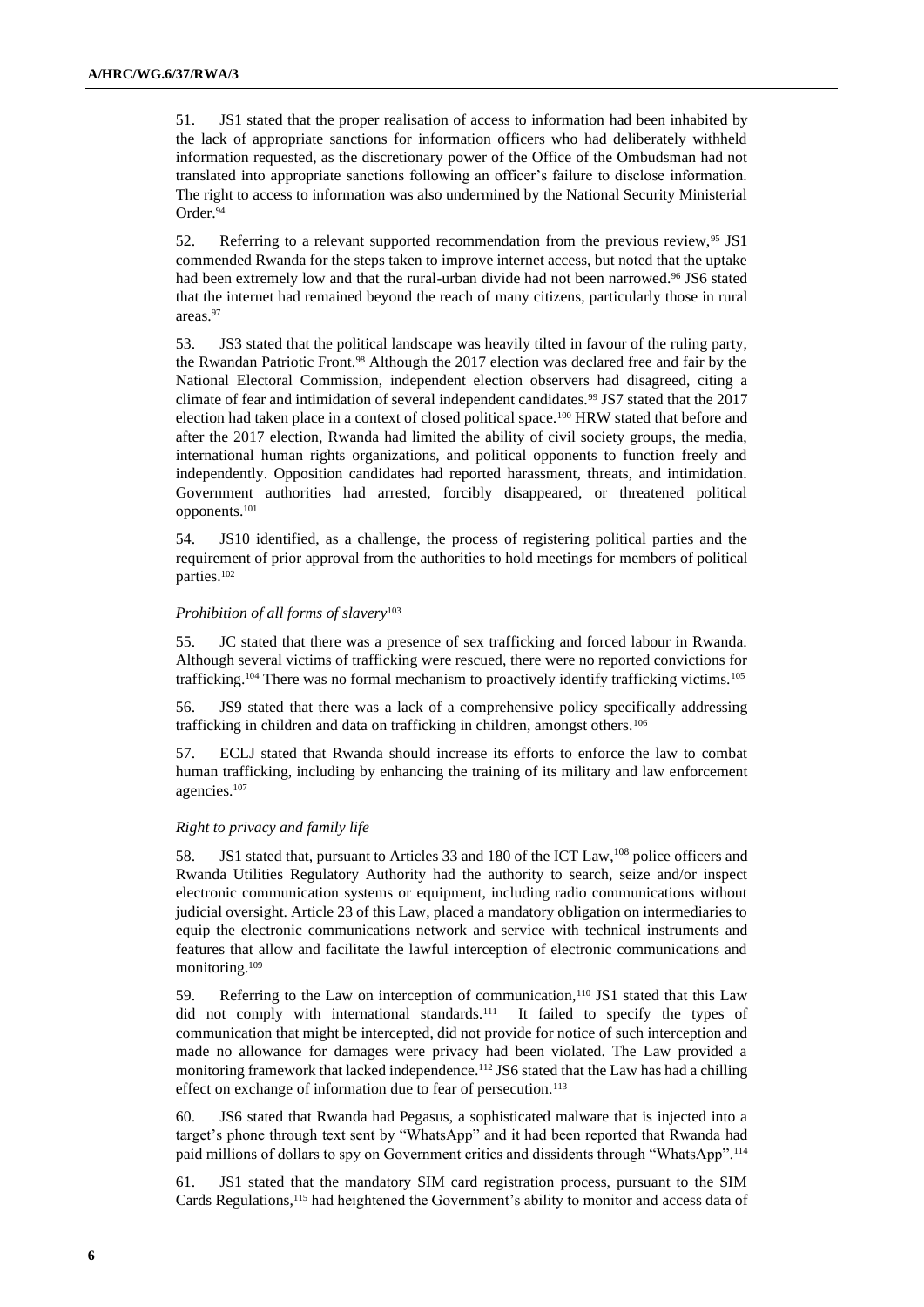51. JS1 stated that the proper realisation of access to information had been inhabited by the lack of appropriate sanctions for information officers who had deliberately withheld information requested, as the discretionary power of the Office of the Ombudsman had not translated into appropriate sanctions following an officer's failure to disclose information. The right to access to information was also undermined by the National Security Ministerial Order.[94]

52. Referring to a relevant supported recommendation from the previous review,[95] JS1 commended Rwanda for the steps taken to improve internet access, but noted that the uptake had been extremely low and that the rural-urban divide had not been narrowed.[96] JS6 stated that the internet had remained beyond the reach of many citizens, particularly those in rural areas.[97]

53. JS3 stated that the political landscape was heavily tilted in favour of the ruling party, the Rwandan Patriotic Front.[98] Although the 2017 election was declared free and fair by the National Electoral Commission, independent election observers had disagreed, citing a climate of fear and intimidation of several independent candidates.[99] JS7 stated that the 2017 election had taken place in a context of closed political space.[100] HRW stated that before and after the 2017 election, Rwanda had limited the ability of civil society groups, the media, international human rights organizations, and political opponents to function freely and independently. Opposition candidates had reported harassment, threats, and intimidation. Government authorities had arrested, forcibly disappeared, or threatened political opponents.[101]

54. JS10 identified, as a challenge, the process of registering political parties and the requirement of prior approval from the authorities to hold meetings for members of political parties.[102]

### *Prohibition of all forms of slavery*[103]

55. JC stated that there was a presence of sex trafficking and forced labour in Rwanda. Although several victims of trafficking were rescued, there were no reported convictions for trafficking.[104] There was no formal mechanism to proactively identify trafficking victims.[105]

56. JS9 stated that there was a lack of a comprehensive policy specifically addressing trafficking in children and data on trafficking in children, amongst others.[106]

57. ECLJ stated that Rwanda should increase its efforts to enforce the law to combat human trafficking, including by enhancing the training of its military and law enforcement agencies.[107]

### *Right to privacy and family life*

58. JS1 stated that, pursuant to Articles 33 and 180 of the ICT Law,[108] police officers and Rwanda Utilities Regulatory Authority had the authority to search, seize and/or inspect electronic communication systems or equipment, including radio communications without judicial oversight. Article 23 of this Law, placed a mandatory obligation on intermediaries to equip the electronic communications network and service with technical instruments and features that allow and facilitate the lawful interception of electronic communications and monitoring.[109]

59. Referring to the Law on interception of communication,[110] JS1 stated that this Law did not comply with international standards.[111] It failed to specify the types of communication that might be intercepted, did not provide for notice of such interception and made no allowance for damages were privacy had been violated. The Law provided a monitoring framework that lacked independence.[112] JS6 stated that the Law has had a chilling effect on exchange of information due to fear of persecution.[113]

60. JS6 stated that Rwanda had Pegasus, a sophisticated malware that is injected into a target's phone through text sent by "WhatsApp" and it had been reported that Rwanda had paid millions of dollars to spy on Government critics and dissidents through "WhatsApp".[114]

61. JS1 stated that the mandatory SIM card registration process, pursuant to the SIM Cards Regulations,[115] had heightened the Government's ability to monitor and access data of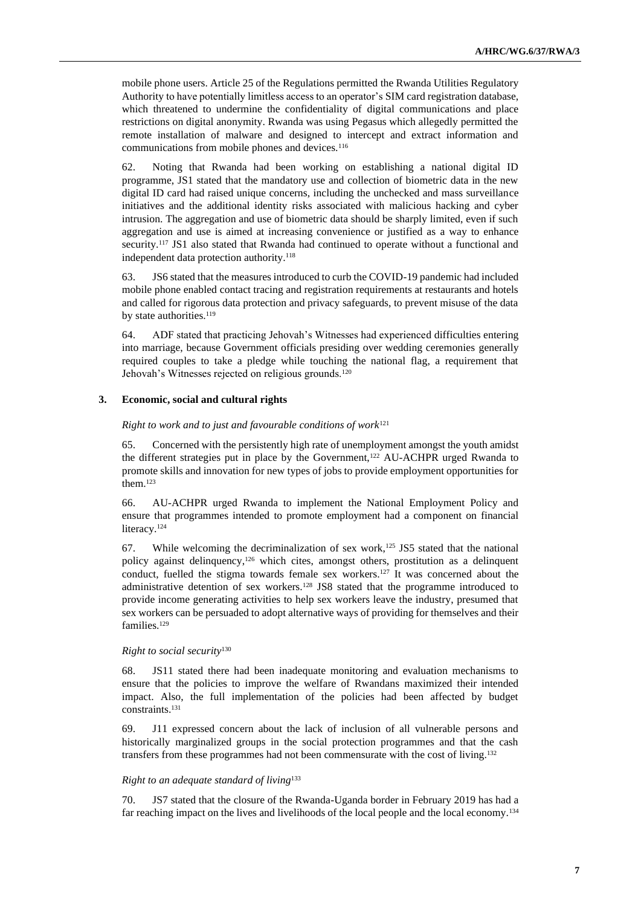mobile phone users. Article 25 of the Regulations permitted the Rwanda Utilities Regulatory Authority to have potentially limitless access to an operator's SIM card registration database, which threatened to undermine the confidentiality of digital communications and place restrictions on digital anonymity. Rwanda was using Pegasus which allegedly permitted the remote installation of malware and designed to intercept and extract information and communications from mobile phones and devices.[116]

62. Noting that Rwanda had been working on establishing a national digital ID programme, JS1 stated that the mandatory use and collection of biometric data in the new digital ID card had raised unique concerns, including the unchecked and mass surveillance initiatives and the additional identity risks associated with malicious hacking and cyber intrusion. The aggregation and use of biometric data should be sharply limited, even if such aggregation and use is aimed at increasing convenience or justified as a way to enhance security.[117] JS1 also stated that Rwanda had continued to operate without a functional and independent data protection authority.[118]

63. JS6 stated that the measures introduced to curb the COVID-19 pandemic had included mobile phone enabled contact tracing and registration requirements at restaurants and hotels and called for rigorous data protection and privacy safeguards, to prevent misuse of the data by state authorities.[119]

64. ADF stated that practicing Jehovah's Witnesses had experienced difficulties entering into marriage, because Government officials presiding over wedding ceremonies generally required couples to take a pledge while touching the national flag, a requirement that Jehovah's Witnesses rejected on religious grounds.[120]

### 3. Economic, social and cultural rights

*Right to work and to just and favourable conditions of work*[121]

65. Concerned with the persistently high rate of unemployment amongst the youth amidst the different strategies put in place by the Government,[122] AU-ACHPR urged Rwanda to promote skills and innovation for new types of jobs to provide employment opportunities for them.[123]

66. AU-ACHPR urged Rwanda to implement the National Employment Policy and ensure that programmes intended to promote employment had a component on financial literacy.[124]

67. While welcoming the decriminalization of sex work,[125] JS5 stated that the national policy against delinquency,[126] which cites, amongst others, prostitution as a delinquent conduct, fuelled the stigma towards female sex workers.[127] It was concerned about the administrative detention of sex workers.[128] JS8 stated that the programme introduced to provide income generating activities to help sex workers leave the industry, presumed that sex workers can be persuaded to adopt alternative ways of providing for themselves and their families.[129]

*Right to social security*[130]

68. JS11 stated there had been inadequate monitoring and evaluation mechanisms to ensure that the policies to improve the welfare of Rwandans maximized their intended impact. Also, the full implementation of the policies had been affected by budget constraints.[131]

69. J11 expressed concern about the lack of inclusion of all vulnerable persons and historically marginalized groups in the social protection programmes and that the cash transfers from these programmes had not been commensurate with the cost of living.[132]

*Right to an adequate standard of living*[133]

70. JS7 stated that the closure of the Rwanda-Uganda border in February 2019 has had a far reaching impact on the lives and livelihoods of the local people and the local economy.[134]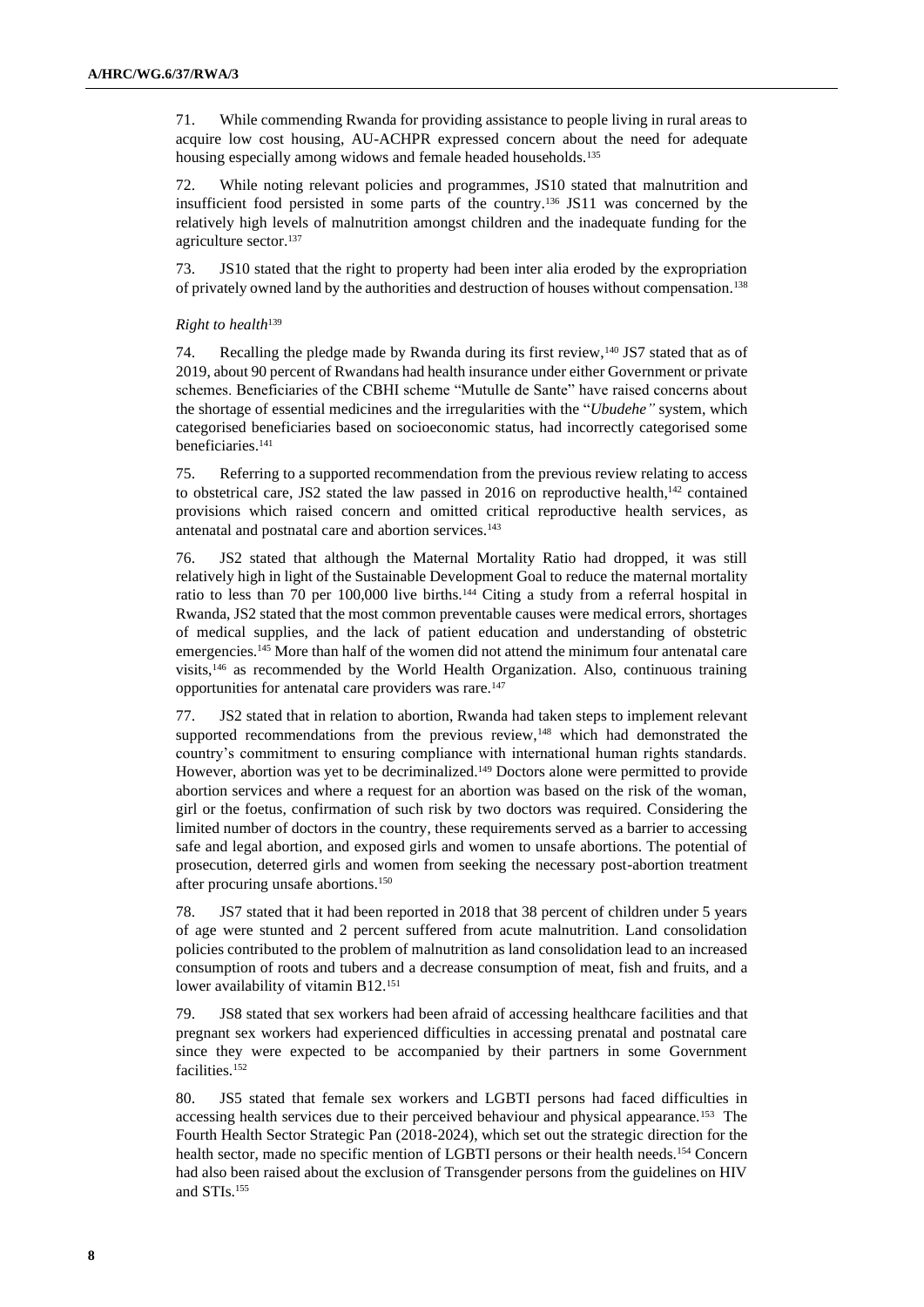71. While commending Rwanda for providing assistance to people living in rural areas to acquire low cost housing, AU-ACHPR expressed concern about the need for adequate housing especially among widows and female headed households.[135]

72. While noting relevant policies and programmes, JS10 stated that malnutrition and insufficient food persisted in some parts of the country.[136] JS11 was concerned by the relatively high levels of malnutrition amongst children and the inadequate funding for the agriculture sector.[137]

73. JS10 stated that the right to property had been inter alia eroded by the expropriation of privately owned land by the authorities and destruction of houses without compensation.[138]

*Right to health*[139]

74. Recalling the pledge made by Rwanda during its first review,[140] JS7 stated that as of 2019, about 90 percent of Rwandans had health insurance under either Government or private schemes. Beneficiaries of the CBHI scheme "Mutulle de Sante" have raised concerns about the shortage of essential medicines and the irregularities with the "*Ubudehe"* system, which categorised beneficiaries based on socioeconomic status, had incorrectly categorised some beneficiaries.[141]

75. Referring to a supported recommendation from the previous review relating to access to obstetrical care, JS2 stated the law passed in 2016 on reproductive health,[142] contained provisions which raised concern and omitted critical reproductive health services, as antenatal and postnatal care and abortion services.[143]

76. JS2 stated that although the Maternal Mortality Ratio had dropped, it was still relatively high in light of the Sustainable Development Goal to reduce the maternal mortality ratio to less than 70 per 100,000 live births.[144] Citing a study from a referral hospital in Rwanda, JS2 stated that the most common preventable causes were medical errors, shortages of medical supplies, and the lack of patient education and understanding of obstetric emergencies.[145] More than half of the women did not attend the minimum four antenatal care visits,[146] as recommended by the World Health Organization. Also, continuous training opportunities for antenatal care providers was rare.[147]

77. JS2 stated that in relation to abortion, Rwanda had taken steps to implement relevant supported recommendations from the previous review,[148] which had demonstrated the country's commitment to ensuring compliance with international human rights standards. However, abortion was yet to be decriminalized.[149] Doctors alone were permitted to provide abortion services and where a request for an abortion was based on the risk of the woman, girl or the foetus, confirmation of such risk by two doctors was required. Considering the limited number of doctors in the country, these requirements served as a barrier to accessing safe and legal abortion, and exposed girls and women to unsafe abortions. The potential of prosecution, deterred girls and women from seeking the necessary post-abortion treatment after procuring unsafe abortions.[150]

78. JS7 stated that it had been reported in 2018 that 38 percent of children under 5 years of age were stunted and 2 percent suffered from acute malnutrition. Land consolidation policies contributed to the problem of malnutrition as land consolidation lead to an increased consumption of roots and tubers and a decrease consumption of meat, fish and fruits, and a lower availability of vitamin B12.[151]

79. JS8 stated that sex workers had been afraid of accessing healthcare facilities and that pregnant sex workers had experienced difficulties in accessing prenatal and postnatal care since they were expected to be accompanied by their partners in some Government facilities.[152]

80. JS5 stated that female sex workers and LGBTI persons had faced difficulties in accessing health services due to their perceived behaviour and physical appearance.[153] The Fourth Health Sector Strategic Pan (2018-2024), which set out the strategic direction for the health sector, made no specific mention of LGBTI persons or their health needs.[154] Concern had also been raised about the exclusion of Transgender persons from the guidelines on HIV and STIs.[155]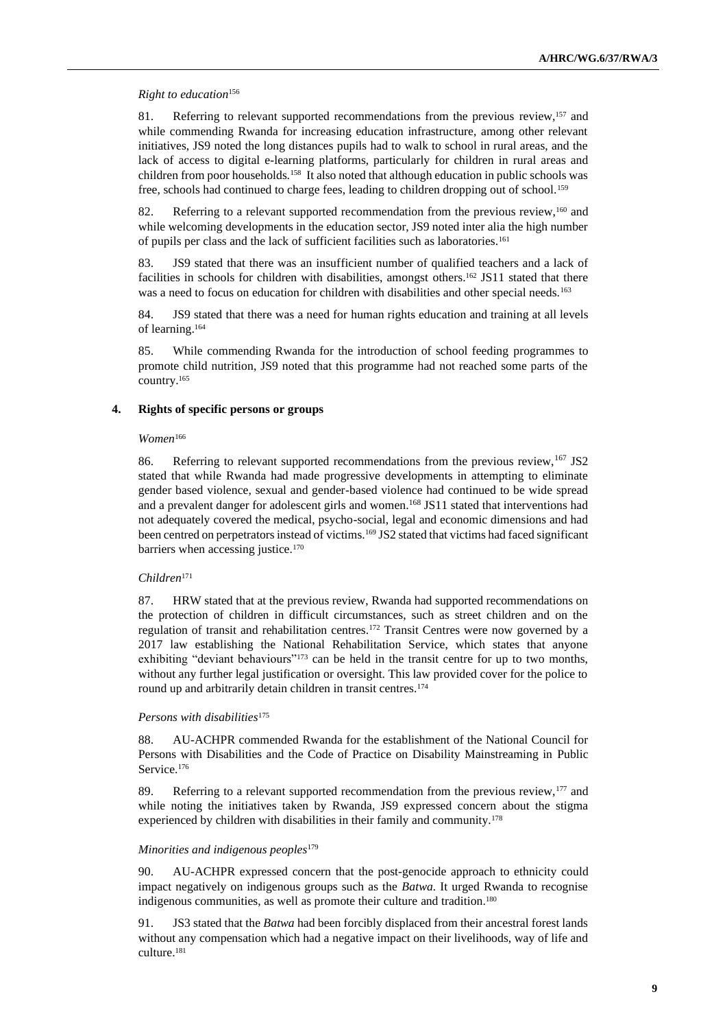*Right to education*[156]

81. Referring to relevant supported recommendations from the previous review,[157] and while commending Rwanda for increasing education infrastructure, among other relevant initiatives, JS9 noted the long distances pupils had to walk to school in rural areas, and the lack of access to digital e-learning platforms, particularly for children in rural areas and children from poor households.[158] It also noted that although education in public schools was free, schools had continued to charge fees, leading to children dropping out of school.[159]

82. Referring to a relevant supported recommendation from the previous review,[160] and while welcoming developments in the education sector, JS9 noted inter alia the high number of pupils per class and the lack of sufficient facilities such as laboratories.[161]

83. JS9 stated that there was an insufficient number of qualified teachers and a lack of facilities in schools for children with disabilities, amongst others.[162] JS11 stated that there was a need to focus on education for children with disabilities and other special needs.[163]

84. JS9 stated that there was a need for human rights education and training at all levels of learning.[164]

85. While commending Rwanda for the introduction of school feeding programmes to promote child nutrition, JS9 noted that this programme had not reached some parts of the country.[165]

### 4. Rights of specific persons or groups

*Women*[166]

86. Referring to relevant supported recommendations from the previous review,[167] JS2 stated that while Rwanda had made progressive developments in attempting to eliminate gender based violence, sexual and gender-based violence had continued to be wide spread and a prevalent danger for adolescent girls and women.[168] JS11 stated that interventions had not adequately covered the medical, psycho-social, legal and economic dimensions and had been centred on perpetrators instead of victims.[169] JS2 stated that victims had faced significant barriers when accessing justice.[170]

*Children*[171]

87. HRW stated that at the previous review, Rwanda had supported recommendations on the protection of children in difficult circumstances, such as street children and on the regulation of transit and rehabilitation centres.[172] Transit Centres were now governed by a 2017 law establishing the National Rehabilitation Service, which states that anyone exhibiting "deviant behaviours"[173] can be held in the transit centre for up to two months, without any further legal justification or oversight. This law provided cover for the police to round up and arbitrarily detain children in transit centres.[174]

*Persons with disabilities*[175]

88. AU-ACHPR commended Rwanda for the establishment of the National Council for Persons with Disabilities and the Code of Practice on Disability Mainstreaming in Public Service.[176]

89. Referring to a relevant supported recommendation from the previous review,[177] and while noting the initiatives taken by Rwanda, JS9 expressed concern about the stigma experienced by children with disabilities in their family and community.[178]

*Minorities and indigenous peoples*[179]

90. AU-ACHPR expressed concern that the post-genocide approach to ethnicity could impact negatively on indigenous groups such as the *Batwa*. It urged Rwanda to recognise indigenous communities, as well as promote their culture and tradition.[180]

91. JS3 stated that the *Batwa* had been forcibly displaced from their ancestral forest lands without any compensation which had a negative impact on their livelihoods, way of life and culture.[181]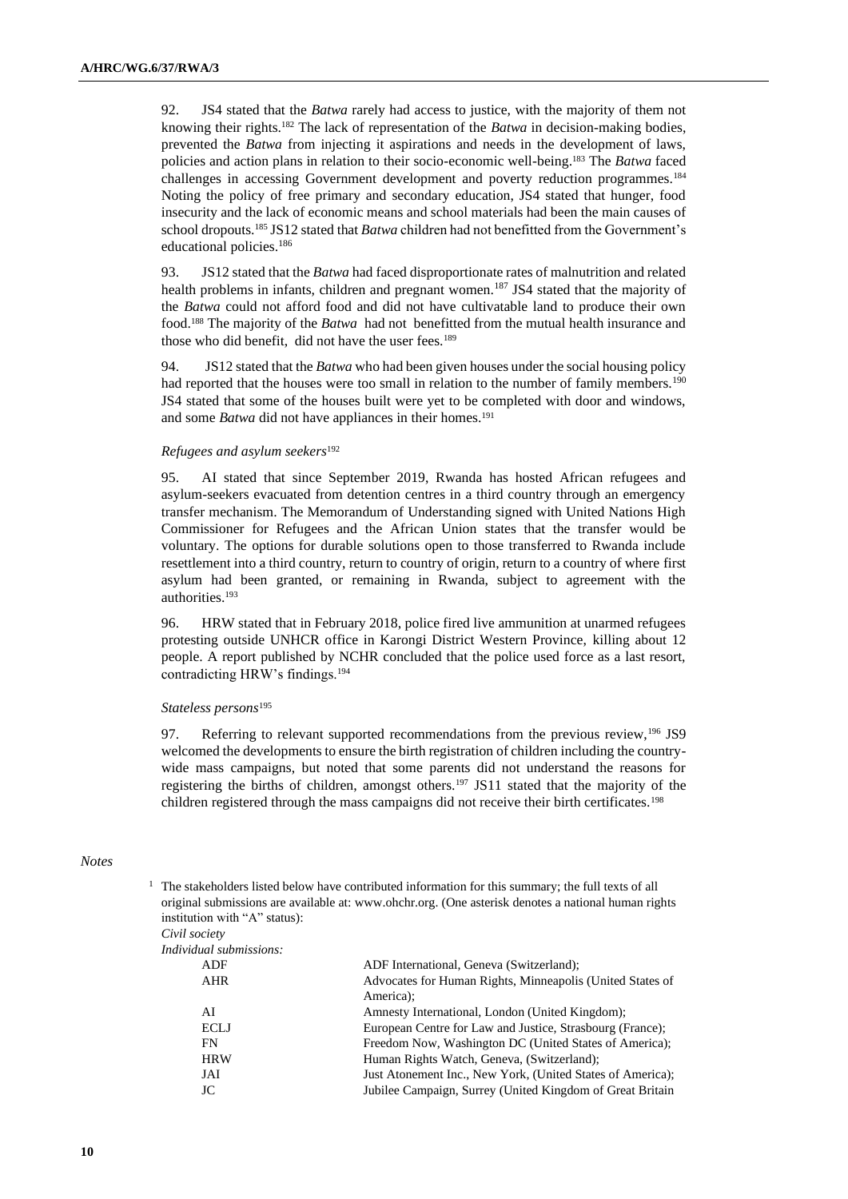92. JS4 stated that the *Batwa* rarely had access to justice, with the majority of them not knowing their rights.[182] The lack of representation of the *Batwa* in decision-making bodies, prevented the *Batwa* from injecting it aspirations and needs in the development of laws, policies and action plans in relation to their socio-economic well-being.[183] The *Batwa* faced challenges in accessing Government development and poverty reduction programmes.[184] Noting the policy of free primary and secondary education, JS4 stated that hunger, food insecurity and the lack of economic means and school materials had been the main causes of school dropouts.[185] JS12 stated that *Batwa* children had not benefitted from the Government's educational policies.[186]

93. JS12 stated that the *Batwa* had faced disproportionate rates of malnutrition and related health problems in infants, children and pregnant women.[187] JS4 stated that the majority of the *Batwa* could not afford food and did not have cultivatable land to produce their own food.[188] The majority of the *Batwa* had not benefitted from the mutual health insurance and those who did benefit, did not have the user fees.[189]

94. JS12 stated that the *Batwa* who had been given houses under the social housing policy had reported that the houses were too small in relation to the number of family members.[190] JS4 stated that some of the houses built were yet to be completed with door and windows, and some *Batwa* did not have appliances in their homes.[191]

#### *Refugees and asylum seekers*[192]

95. AI stated that since September 2019, Rwanda has hosted African refugees and asylum-seekers evacuated from detention centres in a third country through an emergency transfer mechanism. The Memorandum of Understanding signed with United Nations High Commissioner for Refugees and the African Union states that the transfer would be voluntary. The options for durable solutions open to those transferred to Rwanda include resettlement into a third country, return to country of origin, return to a country of where first asylum had been granted, or remaining in Rwanda, subject to agreement with the authorities.[193]

96. HRW stated that in February 2018, police fired live ammunition at unarmed refugees protesting outside UNHCR office in Karongi District Western Province, killing about 12 people. A report published by NCHR concluded that the police used force as a last resort, contradicting HRW's findings.[194]

#### *Stateless persons*[195]

97. Referring to relevant supported recommendations from the previous review,[196] JS9 welcomed the developments to ensure the birth registration of children including the country-wide mass campaigns, but noted that some parents did not understand the reasons for registering the births of children, amongst others.[197] JS11 stated that the majority of the children registered through the mass campaigns did not receive their birth certificates.[198]

*Notes*

[1] The stakeholders listed below have contributed information for this summary; the full texts of all original submissions are available at: www.ohchr.org. (One asterisk denotes a national human rights institution with "A" status):

*Civil society*

*Individual submissions:*

| | |
|---|---|
| ADF | ADF International, Geneva (Switzerland); |
| AHR | Advocates for Human Rights, Minneapolis (United States of America); |
| AI | Amnesty International, London (United Kingdom); |
| ECLJ | European Centre for Law and Justice, Strasbourg (France); |
| FN | Freedom Now, Washington DC (United States of America); |
| HRW | Human Rights Watch, Geneva, (Switzerland); |
| JAI | Just Atonement Inc., New York, (United States of America); |
| JC | Jubilee Campaign, Surrey (United Kingdom of Great Britain |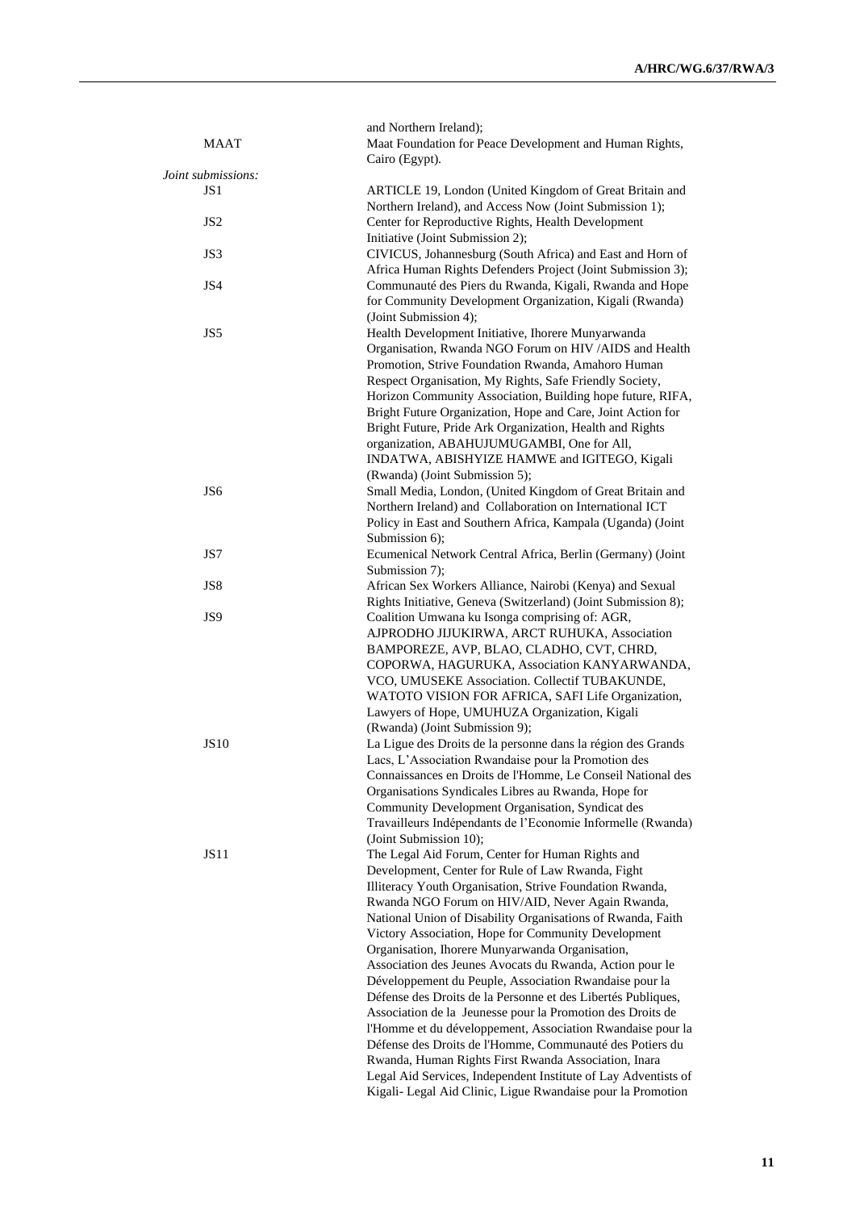and Northern Ireland);

MAAT — Maat Foundation for Peace Development and Human Rights, Cairo (Egypt).

*Joint submissions:*

JS1 — ARTICLE 19, London (United Kingdom of Great Britain and Northern Ireland), and Access Now (Joint Submission 1);

JS2 — Center for Reproductive Rights, Health Development Initiative (Joint Submission 2);

JS3 — CIVICUS, Johannesburg (South Africa) and East and Horn of Africa Human Rights Defenders Project (Joint Submission 3);

JS4 — Communauté des Piers du Rwanda, Kigali, Rwanda and Hope for Community Development Organization, Kigali (Rwanda) (Joint Submission 4);

JS5 — Health Development Initiative, Ihorere Munyarwanda Organisation, Rwanda NGO Forum on HIV /AIDS and Health Promotion, Strive Foundation Rwanda, Amahoro Human Respect Organisation, My Rights, Safe Friendly Society, Horizon Community Association, Building hope future, RIFA, Bright Future Organization, Hope and Care, Joint Action for Bright Future, Pride Ark Organization, Health and Rights organization, ABAHUJUMUGAMBI, One for All, INDATWA, ABISHYIZE HAMWE and IGITEGO, Kigali (Rwanda) (Joint Submission 5);

JS6 — Small Media, London, (United Kingdom of Great Britain and Northern Ireland) and Collaboration on International ICT Policy in East and Southern Africa, Kampala (Uganda) (Joint Submission 6);

JS7 — Ecumenical Network Central Africa, Berlin (Germany) (Joint Submission 7);

JS8 — African Sex Workers Alliance, Nairobi (Kenya) and Sexual Rights Initiative, Geneva (Switzerland) (Joint Submission 8);

JS9 — Coalition Umwana ku Isonga comprising of: AGR, AJPRODHO JIJUKIRWA, ARCT RUHUKA, Association BAMPOREZE, AVP, BLAO, CLADHO, CVT, CHRD, COPORWA, HAGURUKA, Association KANYARWANDA, VCO, UMUSEKE Association. Collectif TUBAKUNDE, WATOTO VISION FOR AFRICA, SAFI Life Organization, Lawyers of Hope, UMUHUZA Organization, Kigali (Rwanda) (Joint Submission 9);

JS10 — La Ligue des Droits de la personne dans la région des Grands Lacs, L'Association Rwandaise pour la Promotion des Connaissances en Droits de l'Homme, Le Conseil National des Organisations Syndicales Libres au Rwanda, Hope for Community Development Organisation, Syndicat des Travailleurs Indépendants de l'Economie Informelle (Rwanda) (Joint Submission 10);

JS11 — The Legal Aid Forum, Center for Human Rights and Development, Center for Rule of Law Rwanda, Fight Illiteracy Youth Organisation, Strive Foundation Rwanda, Rwanda NGO Forum on HIV/AID, Never Again Rwanda, National Union of Disability Organisations of Rwanda, Faith Victory Association, Hope for Community Development Organisation, Ihorere Munyarwanda Organisation, Association des Jeunes Avocats du Rwanda, Action pour le Développement du Peuple, Association Rwandaise pour la Défense des Droits de la Personne et des Libertés Publiques, Association de la Jeunesse pour la Promotion des Droits de l'Homme et du développement, Association Rwandaise pour la Défense des Droits de l'Homme, Communauté des Potiers du Rwanda, Human Rights First Rwanda Association, Inara Legal Aid Services, Independent Institute of Lay Adventists of Kigali- Legal Aid Clinic, Ligue Rwandaise pour la Promotion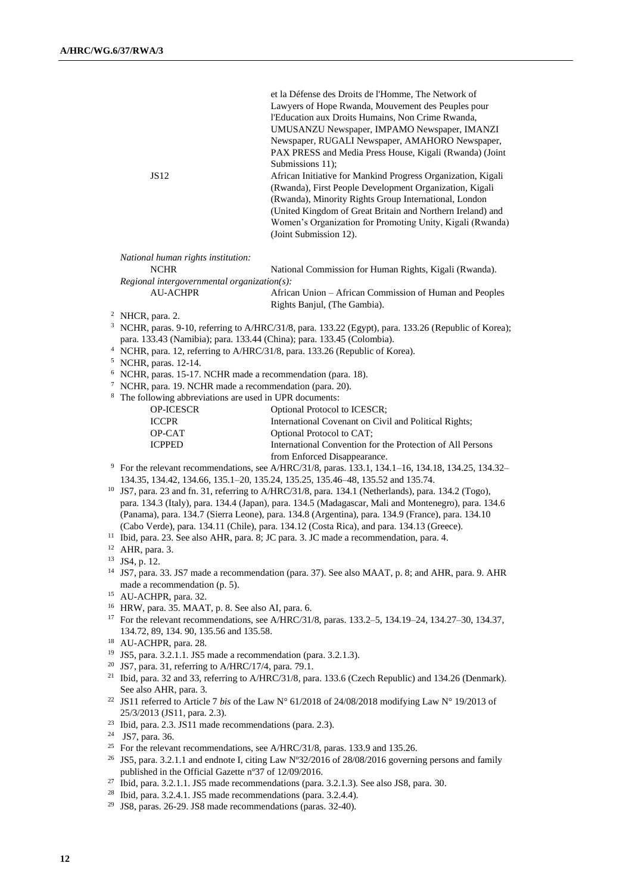|  | et la Défense des Droits de l'Homme, The Network of Lawyers of Hope Rwanda, Mouvement des Peuples pour l'Education aux Droits Humains, Non Crime Rwanda, UMUSANZU Newspaper, IMPAMO Newspaper, IMANZI Newspaper, RUGALI Newspaper, AMAHORO Newspaper, PAX PRESS and Media Press House, Kigali (Rwanda) (Joint Submissions 11); |
|---|---|
| JS12 | African Initiative for Mankind Progress Organization, Kigali (Rwanda), First People Development Organization, Kigali (Rwanda), Minority Rights Group International, London (United Kingdom of Great Britain and Northern Ireland) and Women's Organization for Promoting Unity, Kigali (Rwanda) (Joint Submission 12). |

*National human rights institution:*

| NCHR | National Commission for Human Rights, Kigali (Rwanda). |
|---|---|

*Regional intergovernmental organization(s):*

| AU-ACHPR | African Union – African Commission of Human and Peoples Rights Banjul, (The Gambia). |
|---|---|

[2] NHCR, para. 2.

[3] NCHR, paras. 9-10, referring to A/HRC/31/8, para. 133.22 (Egypt), para. 133.26 (Republic of Korea); para. 133.43 (Namibia); para. 133.44 (China); para. 133.45 (Colombia).

[4] NCHR, para. 12, referring to A/HRC/31/8, para. 133.26 (Republic of Korea).

[5] NCHR, paras. 12-14.

[6] NCHR, paras. 15-17. NCHR made a recommendation (para. 18).

[7] NCHR, para. 19. NCHR made a recommendation (para. 20).

[8] The following abbreviations are used in UPR documents:

| OP-ICESCR | Optional Protocol to ICESCR; |
|---|---|
| ICCPR | International Covenant on Civil and Political Rights; |
| OP-CAT | Optional Protocol to CAT; |
| ICPPED | International Convention for the Protection of All Persons from Enforced Disappearance. |

[9] For the relevant recommendations, see A/HRC/31/8, paras. 133.1, 134.1–16, 134.18, 134.25, 134.32–134.35, 134.42, 134.66, 135.1–20, 135.24, 135.25, 135.46–48, 135.52 and 135.74.

[10] JS7, para. 23 and fn. 31, referring to A/HRC/31/8, para. 134.1 (Netherlands), para. 134.2 (Togo), para. 134.3 (Italy), para. 134.4 (Japan), para. 134.5 (Madagascar, Mali and Montenegro), para. 134.6 (Panama), para. 134.7 (Sierra Leone), para. 134.8 (Argentina), para. 134.9 (France), para. 134.10 (Cabo Verde), para. 134.11 (Chile), para. 134.12 (Costa Rica), and para. 134.13 (Greece).

[11] Ibid, para. 23. See also AHR, para. 8; JC para. 3. JC made a recommendation, para. 4.

[12] AHR, para. 3.

[13] JS4, p. 12.

[14] JS7, para. 33. JS7 made a recommendation (para. 37). See also MAAT, p. 8; and AHR, para. 9. AHR made a recommendation (p. 5).

[15] AU-ACHPR, para. 32.

[16] HRW, para. 35. MAAT, p. 8. See also AI, para. 6.

[17] For the relevant recommendations, see A/HRC/31/8, paras. 133.2–5, 134.19–24, 134.27–30, 134.37, 134.72, 89, 134. 90, 135.56 and 135.58.

[18] AU-ACHPR, para. 28.

[19] JS5, para. 3.2.1.1. JS5 made a recommendation (para. 3.2.1.3).

[20] JS7, para. 31, referring to A/HRC/17/4, para. 79.1.

[21] Ibid, para. 32 and 33, referring to A/HRC/31/8, para. 133.6 (Czech Republic) and 134.26 (Denmark). See also AHR, para. 3.

[22] JS11 referred to Article 7 *bis* of the Law N° 61/2018 of 24/08/2018 modifying Law N° 19/2013 of 25/3/2013 (JS11, para. 2.3).

[23] Ibid, para. 2.3. JS11 made recommendations (para. 2.3).

[24] JS7, para. 36.

[25] For the relevant recommendations, see A/HRC/31/8, paras. 133.9 and 135.26.

[26] JS5, para. 3.2.1.1 and endnote I, citing Law Nº32/2016 of 28/08/2016 governing persons and family published in the Official Gazette nº37 of 12/09/2016.

[27] Ibid, para. 3.2.1.1. JS5 made recommendations (para. 3.2.1.3). See also JS8, para. 30.

[28] Ibid, para. 3.2.4.1. JS5 made recommendations (para. 3.2.4.4).

[29] JS8, paras. 26-29. JS8 made recommendations (paras. 32-40).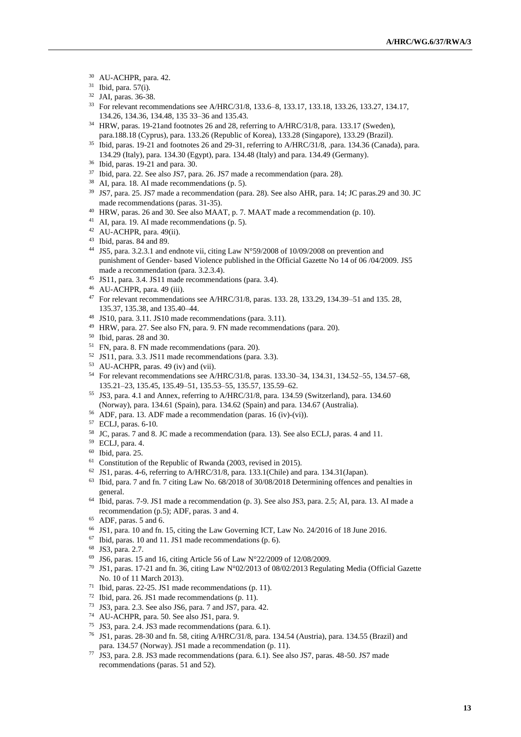[30] AU-ACHPR, para. 42.

[31] Ibid, para. 57(i).

[32] JAI, paras. 36-38.

[33] For relevant recommendations see A/HRC/31/8, 133.6–8, 133.17, 133.18, 133.26, 133.27, 134.17, 134.26, 134.36, 134.48, 135 33–36 and 135.43.

[34] HRW, paras. 19-21and footnotes 26 and 28, referring to A/HRC/31/8, para. 133.17 (Sweden), para.188.18 (Cyprus), para. 133.26 (Republic of Korea), 133.28 (Singapore), 133.29 (Brazil).

[35] Ibid, paras. 19-21 and footnotes 26 and 29-31, referring to A/HRC/31/8, .para. 134.36 (Canada), para. 134.29 (Italy), para. 134.30 (Egypt), para. 134.48 (Italy) and para. 134.49 (Germany).

[36] Ibid, paras. 19-21 and para. 30.

[37] Ibid, para. 22. See also JS7, para. 26. JS7 made a recommendation (para. 28).

[38] AI, para. 18. AI made recommendations (p. 5).

[39] JS7, para. 25. JS7 made a recommendation (para. 28). See also AHR, para. 14; JC paras.29 and 30. JC made recommendations (paras. 31-35).

[40] HRW, paras. 26 and 30. See also MAAT, p. 7. MAAT made a recommendation (p. 10).

[41] AI, para. 19. AI made recommendations (p. 5).

[42] AU-ACHPR, para. 49(ii).

[43] Ibid, paras. 84 and 89.

[44] JS5, para. 3.2.3.1 and endnote vii, citing Law N°59/2008 of 10/09/2008 on prevention and punishment of Gender- based Violence published in the Official Gazette No 14 of 06 /04/2009. JS5 made a recommendation (para. 3.2.3.4).

[45] JS11, para. 3.4. JS11 made recommendations (para. 3.4).

[46] AU-ACHPR, para. 49 (iii).

[47] For relevant recommendations see A/HRC/31/8, paras. 133. 28, 133.29, 134.39–51 and 135. 28, 135.37, 135.38, and 135.40–44.

[48] JS10, para. 3.11. JS10 made recommendations (para. 3.11).

[49] HRW, para. 27. See also FN, para. 9. FN made recommendations (para. 20).

[50] Ibid, paras. 28 and 30.

[51] FN, para. 8. FN made recommendations (para. 20).

[52] JS11, para. 3.3. JS11 made recommendations (para. 3.3).

[53] AU-ACHPR, paras. 49 (iv) and (vii).

[54] For relevant recommendations see A/HRC/31/8, paras. 133.30–34, 134.31, 134.52–55, 134.57–68, 135.21–23, 135.45, 135.49–51, 135.53–55, 135.57, 135.59–62.

[55] JS3, para. 4.1 and Annex, referring to A/HRC/31/8, para. 134.59 (Switzerland), para. 134.60 (Norway), para. 134.61 (Spain), para. 134.62 (Spain) and para. 134.67 (Australia).

[56] ADF, para. 13. ADF made a recommendation (paras. 16 (iv)-(vi)).

[57] ECLJ, paras. 6-10.

[58] JC, paras. 7 and 8. JC made a recommendation (para. 13). See also ECLJ, paras. 4 and 11.

[59] ECLJ, para. 4.

[60] Ibid, para. 25.

[61] Constitution of the Republic of Rwanda (2003, revised in 2015).

[62] JS1, paras. 4-6, referring to A/HRC/31/8, para. 133.1(Chile) and para. 134.31(Japan).

[63] Ibid, para. 7 and fn. 7 citing Law No. 68/2018 of 30/08/2018 Determining offences and penalties in general.

[64] Ibid, paras. 7-9. JS1 made a recommendation (p. 3). See also JS3, para. 2.5; AI, para. 13. AI made a recommendation (p.5); ADF, paras. 3 and 4.

[65] ADF, paras. 5 and 6.

[66] JS1, para. 10 and fn. 15, citing the Law Governing ICT, Law No. 24/2016 of 18 June 2016.

[67] Ibid, paras. 10 and 11. JS1 made recommendations (p. 6).

[68] JS3, para. 2.7.

[69] JS6, paras. 15 and 16, citing Article 56 of Law N°22/2009 of 12/08/2009.

[70] JS1, paras. 17-21 and fn. 36, citing Law N°02/2013 of 08/02/2013 Regulating Media (Official Gazette No. 10 of 11 March 2013).

[71] Ibid, paras. 22-25. JS1 made recommendations (p. 11).

[72] Ibid, para. 26. JS1 made recommendations (p. 11).

[73] JS3, para. 2.3. See also JS6, para. 7 and JS7, para. 42.

[74] AU-ACHPR, para. 50. See also JS1, para. 9.

[75] JS3, para. 2.4. JS3 made recommendations (para. 6.1).

[76] JS1, paras. 28-30 and fn. 58, citing A/HRC/31/8, para. 134.54 (Austria), para. 134.55 (Brazil) and para. 134.57 (Norway). JS1 made a recommendation (p. 11).

[77] JS3, para. 2.8. JS3 made recommendations (para. 6.1). See also JS7, paras. 48-50. JS7 made recommendations (paras. 51 and 52).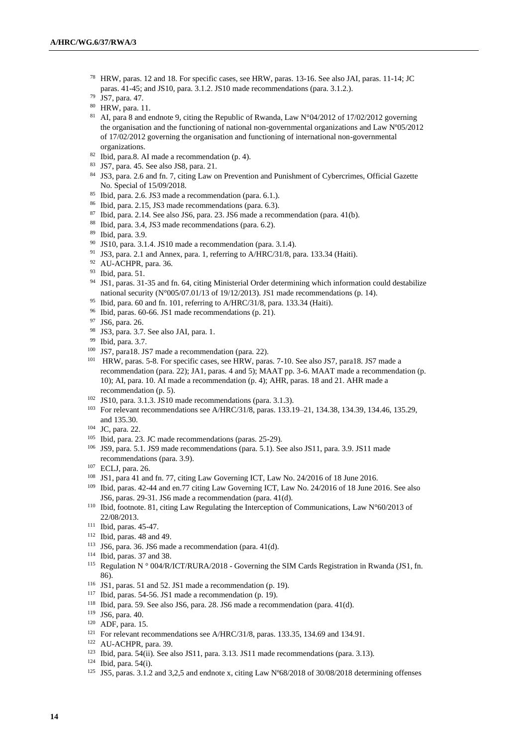[78] HRW, paras. 12 and 18. For specific cases, see HRW, paras. 13-16. See also JAI, paras. 11-14; JC paras. 41-45; and JS10, para. 3.1.2. JS10 made recommendations (para. 3.1.2.).

[79] JS7, para. 47.

[80] HRW, para. 11.

[81] AI, para 8 and endnote 9, citing the Republic of Rwanda, Law N°04/2012 of 17/02/2012 governing the organisation and the functioning of national non-governmental organizations and Law Nº05/2012 of 17/02/2012 governing the organisation and functioning of international non-governmental organizations.

[82] Ibid, para.8. AI made a recommendation (p. 4).

[83] JS7, para. 45. See also JS8, para. 21.

[84] JS3, para. 2.6 and fn. 7, citing Law on Prevention and Punishment of Cybercrimes, Official Gazette No. Special of 15/09/2018.

[85] Ibid, para. 2.6. JS3 made a recommendation (para. 6.1.).

[86] Ibid, para. 2.15, JS3 made recommendations (para. 6.3).

[87] Ibid, para. 2.14. See also JS6, para. 23. JS6 made a recommendation (para. 41(b).

[88] Ibid, para. 3.4, JS3 made recommendations (para. 6.2).

[89] Ibid, para. 3.9.

[90] JS10, para. 3.1.4. JS10 made a recommendation (para. 3.1.4).

[91] JS3, para. 2.1 and Annex, para. 1, referring to A/HRC/31/8, para. 133.34 (Haiti).

[92] AU-ACHPR, para. 36.

[93] Ibid, para. 51.

[94] JS1, paras. 31-35 and fn. 64, citing Ministerial Order determining which information could destabilize national security (N°005/07.01/13 of 19/12/2013). JS1 made recommendations (p. 14).

[95] Ibid, para. 60 and fn. 101, referring to A/HRC/31/8, para. 133.34 (Haiti).

[96] Ibid, paras. 60-66. JS1 made recommendations (p. 21).

[97] JS6, para. 26.

[98] JS3, para. 3.7. See also JAI, para. 1.

[99] Ibid, para. 3.7.

[100] JS7, para18. JS7 made a recommendation (para. 22).

[101] HRW, paras. 5-8. For specific cases, see HRW, paras. 7-10. See also JS7, para18. JS7 made a recommendation (para. 22); JA1, paras. 4 and 5); MAAT pp. 3-6. MAAT made a recommendation (p. 10); AI, para. 10. AI made a recommendation (p. 4); AHR, paras. 18 and 21. AHR made a recommendation (p. 5).

[102] JS10, para. 3.1.3. JS10 made recommendations (para. 3.1.3).

[103] For relevant recommendations see A/HRC/31/8, paras. 133.19–21, 134.38, 134.39, 134.46, 135.29, and 135.30.

[104] JC, para. 22.

[105] Ibid, para. 23. JC made recommendations (paras. 25-29).

[106] JS9, para. 5.1. JS9 made recommendations (para. 5.1). See also JS11, para. 3.9. JS11 made recommendations (para. 3.9).

[107] ECLJ, para. 26.

[108] JS1, para 41 and fn. 77, citing Law Governing ICT, Law No. 24/2016 of 18 June 2016.

[109] Ibid, paras. 42-44 and en.77 citing Law Governing ICT, Law No. 24/2016 of 18 June 2016. See also JS6, paras. 29-31. JS6 made a recommendation (para. 41(d).

[110] Ibid, footnote. 81, citing Law Regulating the Interception of Communications, Law N°60/2013 of 22/08/2013.

[111] Ibid, paras. 45-47.

[112] Ibid, paras. 48 and 49.

[113] JS6, para. 36. JS6 made a recommendation (para. 41(d).

[114] Ibid, paras. 37 and 38.

[115] Regulation N ° 004/R/ICT/RURA/2018 - Governing the SIM Cards Registration in Rwanda (JS1, fn. 86).

[116] JS1, paras. 51 and 52. JS1 made a recommendation (p. 19).

[117] Ibid, paras. 54-56. JS1 made a recommendation (p. 19).

[118] Ibid, para. 59. See also JS6, para. 28. JS6 made a recommendation (para. 41(d).

[119] JS6, para. 40.

[120] ADF, para. 15.

[121] For relevant recommendations see A/HRC/31/8, paras. 133.35, 134.69 and 134.91.

[122] AU-ACHPR, para. 39.

[123] Ibid, para. 54(ii). See also JS11, para. 3.13. JS11 made recommendations (para. 3.13).

[124] Ibid, para. 54(i).

[125] JS5, paras. 3.1.2 and 3,2,5 and endnote x, citing Law Nº68/2018 of 30/08/2018 determining offenses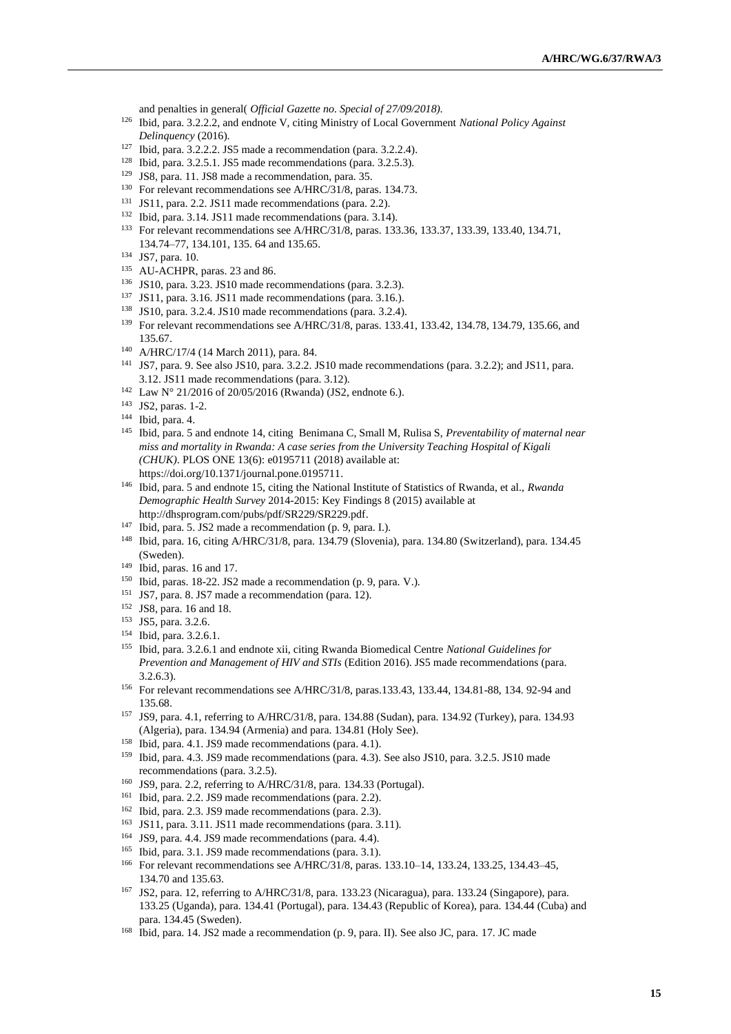and penalties in general( *Official Gazette no. Special of 27/09/2018).*

[126] Ibid, para. 3.2.2.2, and endnote V, citing Ministry of Local Government *National Policy Against Delinquency* (2016).

[127] Ibid, para. 3.2.2.2. JS5 made a recommendation (para. 3.2.2.4).

[128] Ibid, para. 3.2.5.1. JS5 made recommendations (para. 3.2.5.3).

[129] JS8, para. 11. JS8 made a recommendation, para. 35.

[130] For relevant recommendations see A/HRC/31/8, paras. 134.73.

[131] JS11, para. 2.2. JS11 made recommendations (para. 2.2).

[132] Ibid, para. 3.14. JS11 made recommendations (para. 3.14).

[133] For relevant recommendations see A/HRC/31/8, paras. 133.36, 133.37, 133.39, 133.40, 134.71, 134.74–77, 134.101, 135. 64 and 135.65.

[134] JS7, para. 10.

[135] AU-ACHPR, paras. 23 and 86.

[136] JS10, para. 3.23. JS10 made recommendations (para. 3.2.3).

[137] JS11, para. 3.16. JS11 made recommendations (para. 3.16.).

[138] JS10, para. 3.2.4. JS10 made recommendations (para. 3.2.4).

[139] For relevant recommendations see A/HRC/31/8, paras. 133.41, 133.42, 134.78, 134.79, 135.66, and 135.67.

[140] A/HRC/17/4 (14 March 2011), para. 84.

[141] JS7, para. 9. See also JS10, para. 3.2.2. JS10 made recommendations (para. 3.2.2); and JS11, para. 3.12. JS11 made recommendations (para. 3.12).

[142] Law N° 21/2016 of 20/05/2016 (Rwanda) (JS2, endnote 6.).

[143] JS2, paras. 1-2.

[144] Ibid, para. 4.

[145] Ibid, para. 5 and endnote 14, citing Benimana C, Small M, Rulisa S, *Preventability of maternal near miss and mortality in Rwanda: A case series from the University Teaching Hospital of Kigali (CHUK)*. PLOS ONE 13(6): e0195711 (2018) available at: https://doi.org/10.1371/journal.pone.0195711.

[146] Ibid, para. 5 and endnote 15, citing the National Institute of Statistics of Rwanda, et al., *Rwanda Demographic Health Survey* 2014-2015: Key Findings 8 (2015) available at http://dhsprogram.com/pubs/pdf/SR229/SR229.pdf.

[147] Ibid, para. 5. JS2 made a recommendation (p. 9, para. I.).

[148] Ibid, para. 16, citing A/HRC/31/8, para. 134.79 (Slovenia), para. 134.80 (Switzerland), para. 134.45 (Sweden).

[149] Ibid, paras. 16 and 17.

[150] Ibid, paras. 18-22. JS2 made a recommendation (p. 9, para. V.).

[151] JS7, para. 8. JS7 made a recommendation (para. 12).

[152] JS8, para. 16 and 18.

[153] JS5, para. 3.2.6.

[154] Ibid, para. 3.2.6.1.

[155] Ibid, para. 3.2.6.1 and endnote xii, citing Rwanda Biomedical Centre *National Guidelines for Prevention and Management of HIV and STIs* (Edition 2016). JS5 made recommendations (para. 3.2.6.3).

[156] For relevant recommendations see A/HRC/31/8, paras.133.43, 133.44, 134.81-88, 134. 92-94 and 135.68.

[157] JS9, para. 4.1, referring to A/HRC/31/8, para. 134.88 (Sudan), para. 134.92 (Turkey), para. 134.93 (Algeria), para. 134.94 (Armenia) and para. 134.81 (Holy See).

[158] Ibid, para. 4.1. JS9 made recommendations (para. 4.1).

[159] Ibid, para. 4.3. JS9 made recommendations (para. 4.3). See also JS10, para. 3.2.5. JS10 made recommendations (para. 3.2.5).

[160] JS9, para. 2.2, referring to A/HRC/31/8, para. 134.33 (Portugal).

[161] Ibid, para. 2.2. JS9 made recommendations (para. 2.2).

[162] Ibid, para. 2.3. JS9 made recommendations (para. 2.3).

[163] JS11, para. 3.11. JS11 made recommendations (para. 3.11).

[164] JS9, para. 4.4. JS9 made recommendations (para. 4.4).

[165] Ibid, para. 3.1. JS9 made recommendations (para. 3.1).

[166] For relevant recommendations see A/HRC/31/8, paras. 133.10–14, 133.24, 133.25, 134.43–45, 134.70 and 135.63.

[167] JS2, para. 12, referring to A/HRC/31/8, para. 133.23 (Nicaragua), para. 133.24 (Singapore), para. 133.25 (Uganda), para. 134.41 (Portugal), para. 134.43 (Republic of Korea), para. 134.44 (Cuba) and para. 134.45 (Sweden).

[168] Ibid, para. 14. JS2 made a recommendation (p. 9, para. II). See also JC, para. 17. JC made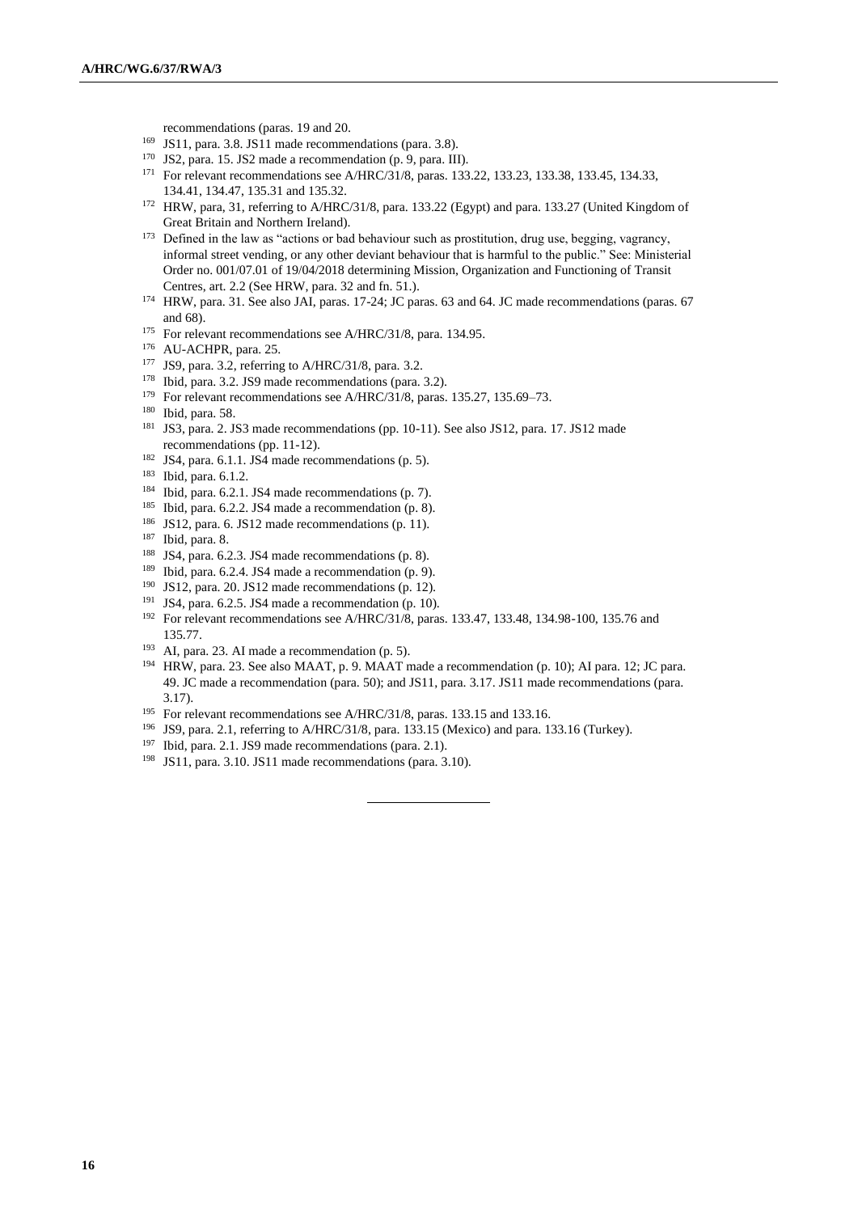recommendations (paras. 19 and 20.

[169] JS11, para. 3.8. JS11 made recommendations (para. 3.8).

[170] JS2, para. 15. JS2 made a recommendation (p. 9, para. III).

[171] For relevant recommendations see A/HRC/31/8, paras. 133.22, 133.23, 133.38, 133.45, 134.33, 134.41, 134.47, 135.31 and 135.32.

[172] HRW, para, 31, referring to A/HRC/31/8, para. 133.22 (Egypt) and para. 133.27 (United Kingdom of Great Britain and Northern Ireland).

[173] Defined in the law as "actions or bad behaviour such as prostitution, drug use, begging, vagrancy, informal street vending, or any other deviant behaviour that is harmful to the public." See: Ministerial Order no. 001/07.01 of 19/04/2018 determining Mission, Organization and Functioning of Transit Centres, art. 2.2 (See HRW, para. 32 and fn. 51.).

[174] HRW, para. 31. See also JAI, paras. 17-24; JC paras. 63 and 64. JC made recommendations (paras. 67 and 68).

[175] For relevant recommendations see A/HRC/31/8, para. 134.95.

[176] AU-ACHPR, para. 25.

[177] JS9, para. 3.2, referring to A/HRC/31/8, para. 3.2.

[178] Ibid, para. 3.2. JS9 made recommendations (para. 3.2).

[179] For relevant recommendations see A/HRC/31/8, paras. 135.27, 135.69–73.

[180] Ibid, para. 58.

[181] JS3, para. 2. JS3 made recommendations (pp. 10-11). See also JS12, para. 17. JS12 made recommendations (pp. 11-12).

[182] JS4, para. 6.1.1. JS4 made recommendations (p. 5).

[183] Ibid, para. 6.1.2.

[184] Ibid, para. 6.2.1. JS4 made recommendations (p. 7).

[185] Ibid, para. 6.2.2. JS4 made a recommendation (p. 8).

[186] JS12, para. 6. JS12 made recommendations (p. 11).

[187] Ibid, para. 8.

[188] JS4, para. 6.2.3. JS4 made recommendations (p. 8).

[189] Ibid, para. 6.2.4. JS4 made a recommendation (p. 9).

[190] JS12, para. 20. JS12 made recommendations (p. 12).

[191] JS4, para. 6.2.5. JS4 made a recommendation (p. 10).

[192] For relevant recommendations see A/HRC/31/8, paras. 133.47, 133.48, 134.98-100, 135.76 and 135.77.

[193] AI, para. 23. AI made a recommendation (p. 5).

[194] HRW, para. 23. See also MAAT, p. 9. MAAT made a recommendation (p. 10); AI para. 12; JC para. 49. JC made a recommendation (para. 50); and JS11, para. 3.17. JS11 made recommendations (para. 3.17).

[195] For relevant recommendations see A/HRC/31/8, paras. 133.15 and 133.16.

[196] JS9, para. 2.1, referring to A/HRC/31/8, para. 133.15 (Mexico) and para. 133.16 (Turkey).

[197] Ibid, para. 2.1. JS9 made recommendations (para. 2.1).

[198] JS11, para. 3.10. JS11 made recommendations (para. 3.10).